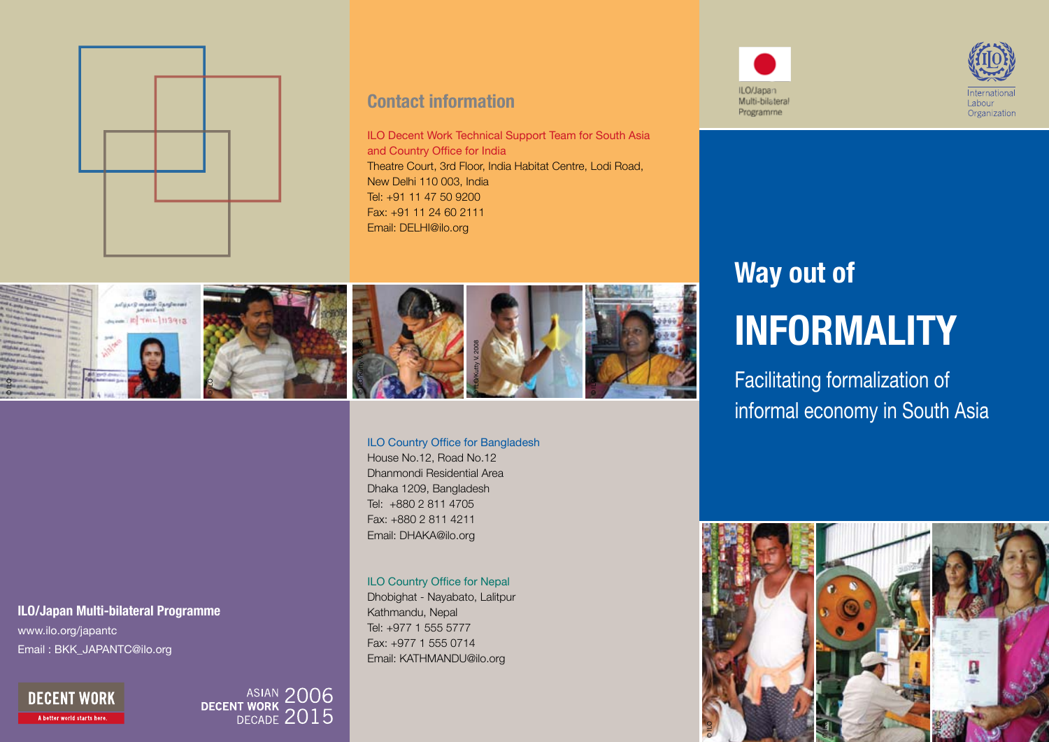ILO/Japan Multi-bilateral Programme

International Labour Organization

# Way out of

# INFORMALITY

## Facilitating formalization of informal economy in South Asia

## Contact information

ILO Decent Work Technical Support Team for South Asia and Country Office for India
Theatre Court, 3rd Floor, India Habitat Centre, Lodi Road,
New Delhi 110 003, India
Tel: +91 11 47 50 9200
Fax: +91 11 24 60 2111
Email: DELHI@ilo.org

ILO Country Office for Bangladesh
House No.12, Road No.12
Dhanmondi Residential Area
Dhaka 1209, Bangladesh
Tel: +880 2 811 4705
Fax: +880 2 811 4211
Email: DHAKA@ilo.org

ILO Country Office for Nepal
Dhobighat - Nayabato, Lalitpur
Kathmandu, Nepal
Tel: +977 1 555 5777
Fax: +977 1 555 0714
Email: KATHMANDU@ilo.org

**ILO/Japan Multi-bilateral Programme**
www.ilo.org/japantc
Email : BKK_JAPANTC@ilo.org

DECENT WORK
A better world starts here.

ASIAN DECENT WORK DECADE 2006 2015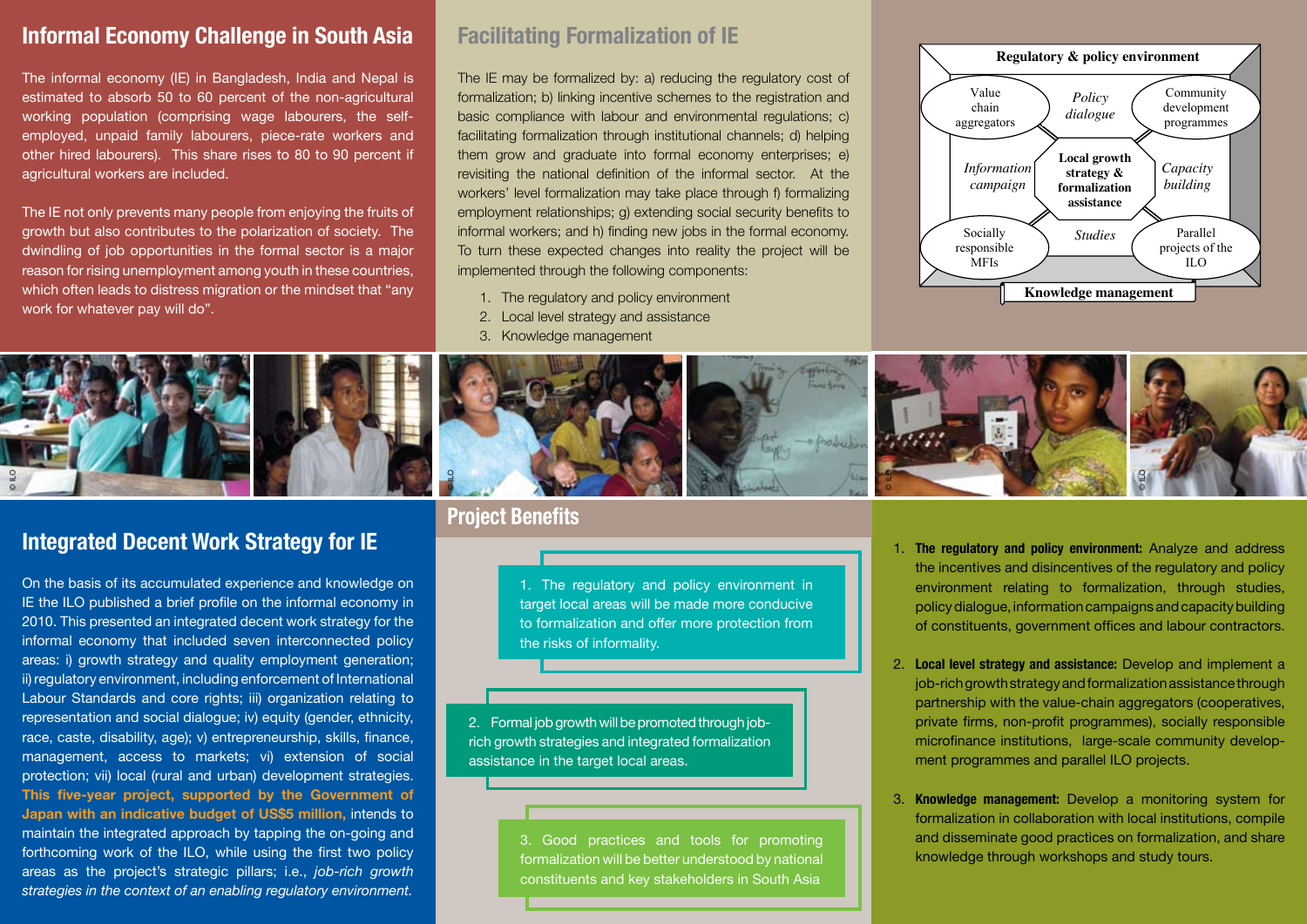## Informal Economy Challenge in South Asia

The informal economy (IE) in Bangladesh, India and Nepal is estimated to absorb 50 to 60 percent of the non-agricultural working population (comprising wage labourers, the self-employed, unpaid family labourers, piece-rate workers and other hired labourers). This share rises to 80 to 90 percent if agricultural workers are included.

The IE not only prevents many people from enjoying the fruits of growth but also contributes to the polarization of society. The dwindling of job opportunities in the formal sector is a major reason for rising unemployment among youth in these countries, which often leads to distress migration or the mindset that "any work for whatever pay will do".

## Facilitating Formalization of IE

The IE may be formalized by: a) reducing the regulatory cost of formalization; b) linking incentive schemes to the registration and basic compliance with labour and environmental regulations; c) facilitating formalization through institutional channels; d) helping them grow and graduate into formal economy enterprises; e) revisiting the national definition of the informal sector. At the workers' level formalization may take place through f) formalizing employment relationships; g) extending social security benefits to informal workers; and h) finding new jobs in the formal economy. To turn these expected changes into reality the project will be implemented through the following components:

1. The regulatory and policy environment
2. Local level strategy and assistance
3. Knowledge management

**Regulatory & policy environment**

Value chain aggregators

*Policy dialogue*

Community development programmes

*Information campaign*

**Local growth strategy & formalization assistance**

*Capacity building*

Socially responsible MFIs

*Studies*

Parallel projects of the ILO

**Knowledge management**

## Integrated Decent Work Strategy for IE

On the basis of its accumulated experience and knowledge on IE the ILO published a brief profile on the informal economy in 2010. This presented an integrated decent work strategy for the informal economy that included seven interconnected policy areas: i) growth strategy and quality employment generation; ii) regulatory environment, including enforcement of International Labour Standards and core rights; iii) organization relating to representation and social dialogue; iv) equity (gender, ethnicity, race, caste, disability, age); v) entrepreneurship, skills, finance, management, access to markets; vi) extension of social protection; vii) local (rural and urban) development strategies. **This five-year project, supported by the Government of Japan with an indicative budget of US$5 million,** intends to maintain the integrated approach by tapping the on-going and forthcoming work of the ILO, while using the first two policy areas as the project's strategic pillars; i.e., *job-rich growth strategies in the context of an enabling regulatory environment.*

## Project Benefits

1. The regulatory and policy environment in target local areas will be made more conducive to formalization and offer more protection from the risks of informality.

2. Formal job growth will be promoted through job-rich growth strategies and integrated formalization assistance in the target local areas.

3. Good practices and tools for promoting formalization will be better understood by national constituents and key stakeholders in South Asia

1. **The regulatory and policy environment:** Analyze and address the incentives and disincentives of the regulatory and policy environment relating to formalization, through studies, policy dialogue, information campaigns and capacity building of constituents, government offices and labour contractors.

2. **Local level strategy and assistance:** Develop and implement a job-rich growth strategy and formalization assistance through partnership with the value-chain aggregators (cooperatives, private firms, non-profit programmes), socially responsible microfinance institutions, large-scale community development programmes and parallel ILO projects.

3. **Knowledge management:** Develop a monitoring system for formalization in collaboration with local institutions, compile and disseminate good practices on formalization, and share knowledge through workshops and study tours.